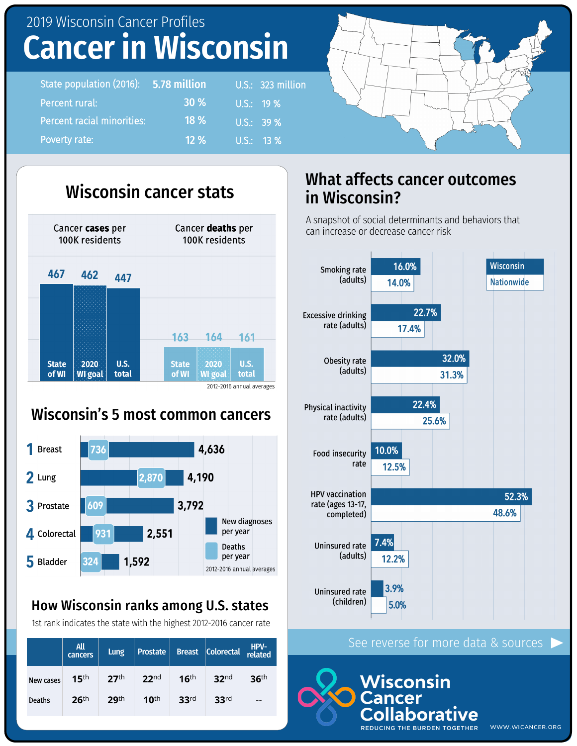2019 Wisconsin Cancer Profiles

# Cancer in Wisconsin

| | Wisconsin | U.S. |
|---|---|---|
| State population (2016): | 5.78 million | 323 million |
| Percent rural: | 30 % | 19 % |
| Percent racial minorities: | 18 % | 39 % |
| Poverty rate: | 12 % | 13 % |

## Wisconsin cancer stats

| | State of WI | 2020 WI goal | U.S. total |
|---|---|---|---|
| Cancer **cases** per 100K residents | 467 | 462 | 447 |
| Cancer **deaths** per 100K residents | 163 | 164 | 161 |

2012-2016 annual averages

## Wisconsin's 5 most common cancers

| Rank | Cancer | New diagnoses per year | Deaths per year |
|---|---|---|---|
| 1 | Breast | 4,636 | 736 |
| 2 | Lung | 4,190 | 2,870 |
| 3 | Prostate | 3,792 | 609 |
| 4 | Colorectal | 2,551 | 931 |
| 5 | Bladder | 1,592 | 324 |

2012-2016 annual averages

## How Wisconsin ranks among U.S. states

1st rank indicates the state with the highest 2012-2016 cancer rate

| | All cancers | Lung | Prostate | Breast | Colorectal | HPV-related |
|---|---|---|---|---|---|---|
| New cases | 15th | 27th | 22nd | 16th | 32nd | 36th |
| Deaths | 26th | 29th | 10th | 33rd | 33rd | -- |

## What affects cancer outcomes in Wisconsin?

A snapshot of social determinants and behaviors that can increase or decrease cancer risk

| | Wisconsin | Nationwide |
|---|---|---|
| Smoking rate (adults) | 16.0% | 14.0% |
| Excessive drinking rate (adults) | 22.7% | 17.4% |
| Obesity rate (adults) | 32.0% | 31.3% |
| Physical inactivity rate (adults) | 22.4% | 25.6% |
| Food insecurity rate | 10.0% | 12.5% |
| HPV vaccination rate (ages 13-17, completed) | 52.3% | 48.6% |
| Uninsured rate (adults) | 7.4% | 12.2% |
| Uninsured rate (children) | 3.9% | 5.0% |

See reverse for more data & sources ▶

Wisconsin Cancer Collaborative

REDUCING THE BURDEN TOGETHER

WWW.WICANCER.ORG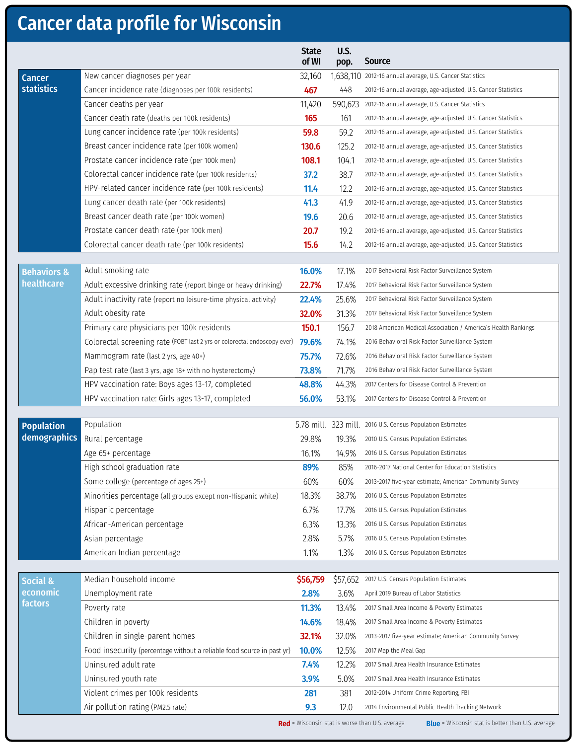# Cancer data profile for Wisconsin

| | | State of WI | U.S. pop. | Source |
|---|---|---|---|---|
| **Cancer statistics** | New cancer diagnoses per year | 32,160 | 1,638,110 | 2012-16 annual average, U.S. Cancer Statistics |
| | Cancer incidence rate (diagnoses per 100k residents) | **467** | 448 | 2012-16 annual average, age-adjusted, U.S. Cancer Statistics |
| | Cancer deaths per year | 11,420 | 590,623 | 2012-16 annual average, U.S. Cancer Statistics |
| | Cancer death rate (deaths per 100k residents) | **165** | 161 | 2012-16 annual average, age-adjusted, U.S. Cancer Statistics |
| | Lung cancer incidence rate (per 100k residents) | **59.8** | 59.2 | 2012-16 annual average, age-adjusted, U.S. Cancer Statistics |
| | Breast cancer incidence rate (per 100k women) | **130.6** | 125.2 | 2012-16 annual average, age-adjusted, U.S. Cancer Statistics |
| | Prostate cancer incidence rate (per 100k men) | **108.1** | 104.1 | 2012-16 annual average, age-adjusted, U.S. Cancer Statistics |
| | Colorectal cancer incidence rate (per 100k residents) | **37.2** | 38.7 | 2012-16 annual average, age-adjusted, U.S. Cancer Statistics |
| | HPV-related cancer incidence rate (per 100k residents) | **11.4** | 12.2 | 2012-16 annual average, age-adjusted, U.S. Cancer Statistics |
| | Lung cancer death rate (per 100k residents) | **41.3** | 41.9 | 2012-16 annual average, age-adjusted, U.S. Cancer Statistics |
| | Breast cancer death rate (per 100k women) | **19.6** | 20.6 | 2012-16 annual average, age-adjusted, U.S. Cancer Statistics |
| | Prostate cancer death rate (per 100k men) | **20.7** | 19.2 | 2012-16 annual average, age-adjusted, U.S. Cancer Statistics |
| | Colorectal cancer death rate (per 100k residents) | **15.6** | 14.2 | 2012-16 annual average, age-adjusted, U.S. Cancer Statistics |
| **Behaviors & healthcare** | Adult smoking rate | **16.0%** | 17.1% | 2017 Behavioral Risk Factor Surveillance System |
| | Adult excessive drinking rate (report binge or heavy drinking) | **22.7%** | 17.4% | 2017 Behavioral Risk Factor Surveillance System |
| | Adult inactivity rate (report no leisure-time physical activity) | **22.4%** | 25.6% | 2017 Behavioral Risk Factor Surveillance System |
| | Adult obesity rate | **32.0%** | 31.3% | 2017 Behavioral Risk Factor Surveillance System |
| | Primary care physicians per 100k residents | **150.1** | 156.7 | 2018 American Medical Association / America's Health Rankings |
| | Colorectal screening rate (FOBT last 2 yrs or colorectal endoscopy ever) | **79.6%** | 74.1% | 2016 Behavioral Risk Factor Surveillance System |
| | Mammogram rate (last 2 yrs, age 40+) | **75.7%** | 72.6% | 2016 Behavioral Risk Factor Surveillance System |
| | Pap test rate (last 3 yrs, age 18+ with no hysterectomy) | **73.8%** | 71.7% | 2016 Behavioral Risk Factor Surveillance System |
| | HPV vaccination rate: Boys ages 13-17, completed | **48.8%** | 44.3% | 2017 Centers for Disease Control & Prevention |
| | HPV vaccination rate: Girls ages 13-17, completed | **56.0%** | 53.1% | 2017 Centers for Disease Control & Prevention |
| **Population demographics** | Population | 5.78 mill. | 323 mill. | 2016 U.S. Census Population Estimates |
| | Rural percentage | 29.8% | 19.3% | 2010 U.S. Census Population Estimates |
| | Age 65+ percentage | 16.1% | 14.9% | 2016 U.S. Census Population Estimates |
| | High school graduation rate | **89%** | 85% | 2016-2017 National Center for Education Statistics |
| | Some college (percentage of ages 25+) | 60% | 60% | 2013-2017 five-year estimate; American Community Survey |
| | Minorities percentage (all groups except non-Hispanic white) | 18.3% | 38.7% | 2016 U.S. Census Population Estimates |
| | Hispanic percentage | 6.7% | 17.7% | 2016 U.S. Census Population Estimates |
| | African-American percentage | 6.3% | 13.3% | 2016 U.S. Census Population Estimates |
| | Asian percentage | 2.8% | 5.7% | 2016 U.S. Census Population Estimates |
| | American Indian percentage | 1.1% | 1.3% | 2016 U.S. Census Population Estimates |
| **Social & economic factors** | Median household income | **$56,759** | $57,652 | 2017 U.S. Census Population Estimates |
| | Unemployment rate | **2.8%** | 3.6% | April 2019 Bureau of Labor Statistics |
| | Poverty rate | **11.3%** | 13.4% | 2017 Small Area Income & Poverty Estimates |
| | Children in poverty | **14.6%** | 18.4% | 2017 Small Area Income & Poverty Estimates |
| | Children in single-parent homes | **32.1%** | 32.0% | 2013-2017 five-year estimate; American Community Survey |
| | Food insecurity (percentage without a reliable food source in past yr) | **10.0%** | 12.5% | 2017 Map the Meal Gap |
| | Uninsured adult rate | **7.4%** | 12.2% | 2017 Small Area Health Insurance Estimates |
| | Uninsured youth rate | **3.9%** | 5.0% | 2017 Small Area Health Insurance Estimates |
| | Violent crimes per 100k residents | **281** | 381 | 2012-2014 Uniform Crime Reporting; FBI |
| | Air pollution rating (PM2.5 rate) | **9.3** | 12.0 | 2014 Environmental Public Health Tracking Network |

**Red** = Wisconsin stat is worse than U.S. average **Blue** = Wisconsin stat is better than U.S. average